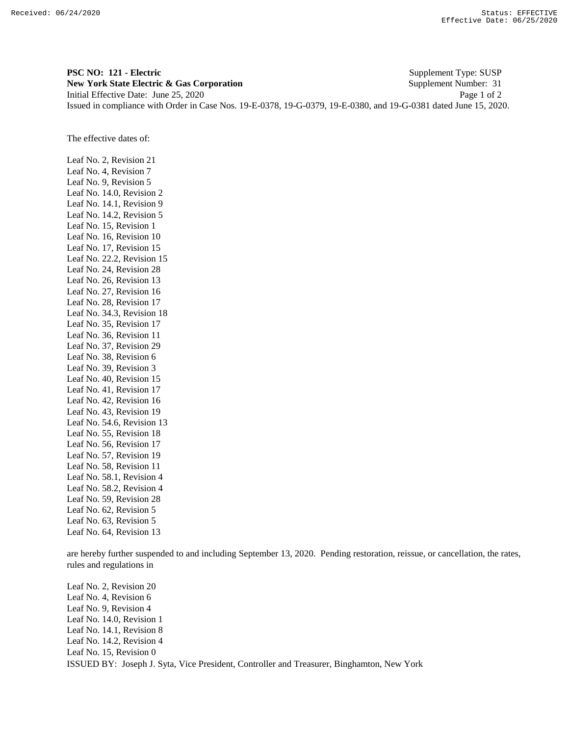**PSC NO: 121 - Electric** Supplement Type: SUSP
**New York State Electric & Gas Corporation** Supplement Number: 31
Initial Effective Date: June 25, 2020
Issued in compliance with Order in Case Nos. 19-E-0378, 19-G-0379, 19-E-0380, and 19-G-0381 dated June 15, 2020.

The effective dates of:

Leaf No. 2, Revision 21
Leaf No. 4, Revision 7
Leaf No. 9, Revision 5
Leaf No. 14.0, Revision 2
Leaf No. 14.1, Revision 9
Leaf No. 14.2, Revision 5
Leaf No. 15, Revision 1
Leaf No. 16, Revision 10
Leaf No. 17, Revision 15
Leaf No. 22.2, Revision 15
Leaf No. 24, Revision 28
Leaf No. 26, Revision 13
Leaf No. 27, Revision 16
Leaf No. 28, Revision 17
Leaf No. 34.3, Revision 18
Leaf No. 35, Revision 17
Leaf No. 36, Revision 11
Leaf No. 37, Revision 29
Leaf No. 38, Revision 6
Leaf No. 39, Revision 3
Leaf No. 40, Revision 15
Leaf No. 41, Revision 17
Leaf No. 42, Revision 16
Leaf No. 43, Revision 19
Leaf No. 54.6, Revision 13
Leaf No. 55, Revision 18
Leaf No. 56, Revision 17
Leaf No. 57, Revision 19
Leaf No. 58, Revision 11
Leaf No. 58.1, Revision 4
Leaf No. 58.2, Revision 4
Leaf No. 59, Revision 28
Leaf No. 62, Revision 5
Leaf No. 63, Revision 5
Leaf No. 64, Revision 13

are hereby further suspended to and including September 13, 2020. Pending restoration, reissue, or cancellation, the rates, rules and regulations in

Leaf No. 2, Revision 20
Leaf No. 4, Revision 6
Leaf No. 9, Revision 4
Leaf No. 14.0, Revision 1
Leaf No. 14.1, Revision 8
Leaf No. 14.2, Revision 4
Leaf No. 15, Revision 0

ISSUED BY: Joseph J. Syta, Vice President, Controller and Treasurer, Binghamton, New York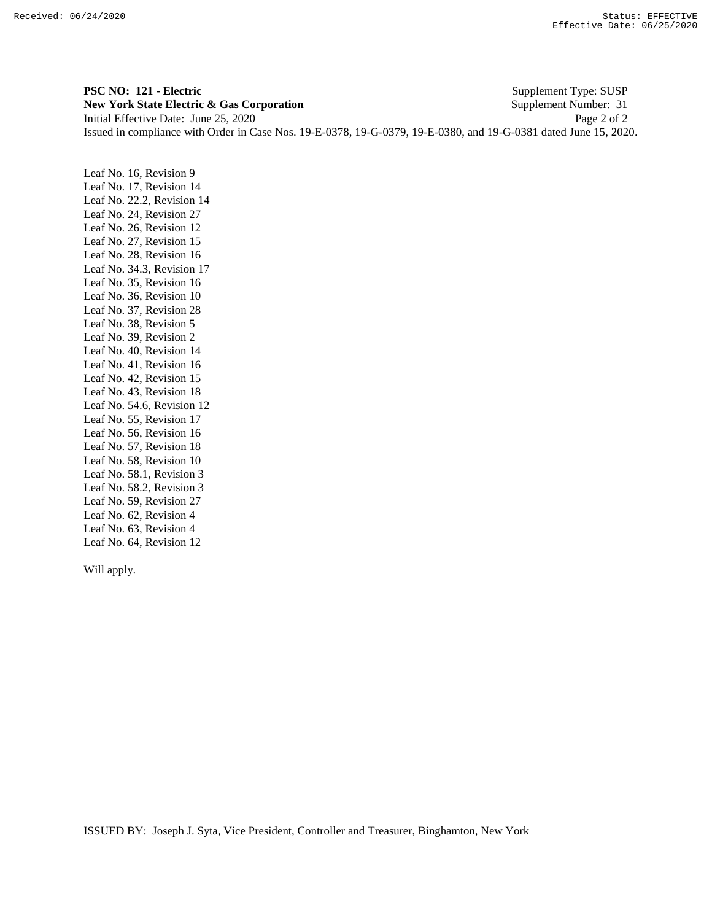**PSC NO: 121 - Electric** Supplement Type: SUSP
**New York State Electric & Gas Corporation** Supplement Number: 31
Initial Effective Date: June 25, 2020
Issued in compliance with Order in Case Nos. 19-E-0378, 19-G-0379, 19-E-0380, and 19-G-0381 dated June 15, 2020.

Leaf No. 16, Revision 9
Leaf No. 17, Revision 14
Leaf No. 22.2, Revision 14
Leaf No. 24, Revision 27
Leaf No. 26, Revision 12
Leaf No. 27, Revision 15
Leaf No. 28, Revision 16
Leaf No. 34.3, Revision 17
Leaf No. 35, Revision 16
Leaf No. 36, Revision 10
Leaf No. 37, Revision 28
Leaf No. 38, Revision 5
Leaf No. 39, Revision 2
Leaf No. 40, Revision 14
Leaf No. 41, Revision 16
Leaf No. 42, Revision 15
Leaf No. 43, Revision 18
Leaf No. 54.6, Revision 12
Leaf No. 55, Revision 17
Leaf No. 56, Revision 16
Leaf No. 57, Revision 18
Leaf No. 58, Revision 10
Leaf No. 58.1, Revision 3
Leaf No. 58.2, Revision 3
Leaf No. 59, Revision 27
Leaf No. 62, Revision 4
Leaf No. 63, Revision 4
Leaf No. 64, Revision 12

Will apply.

ISSUED BY: Joseph J. Syta, Vice President, Controller and Treasurer, Binghamton, New York